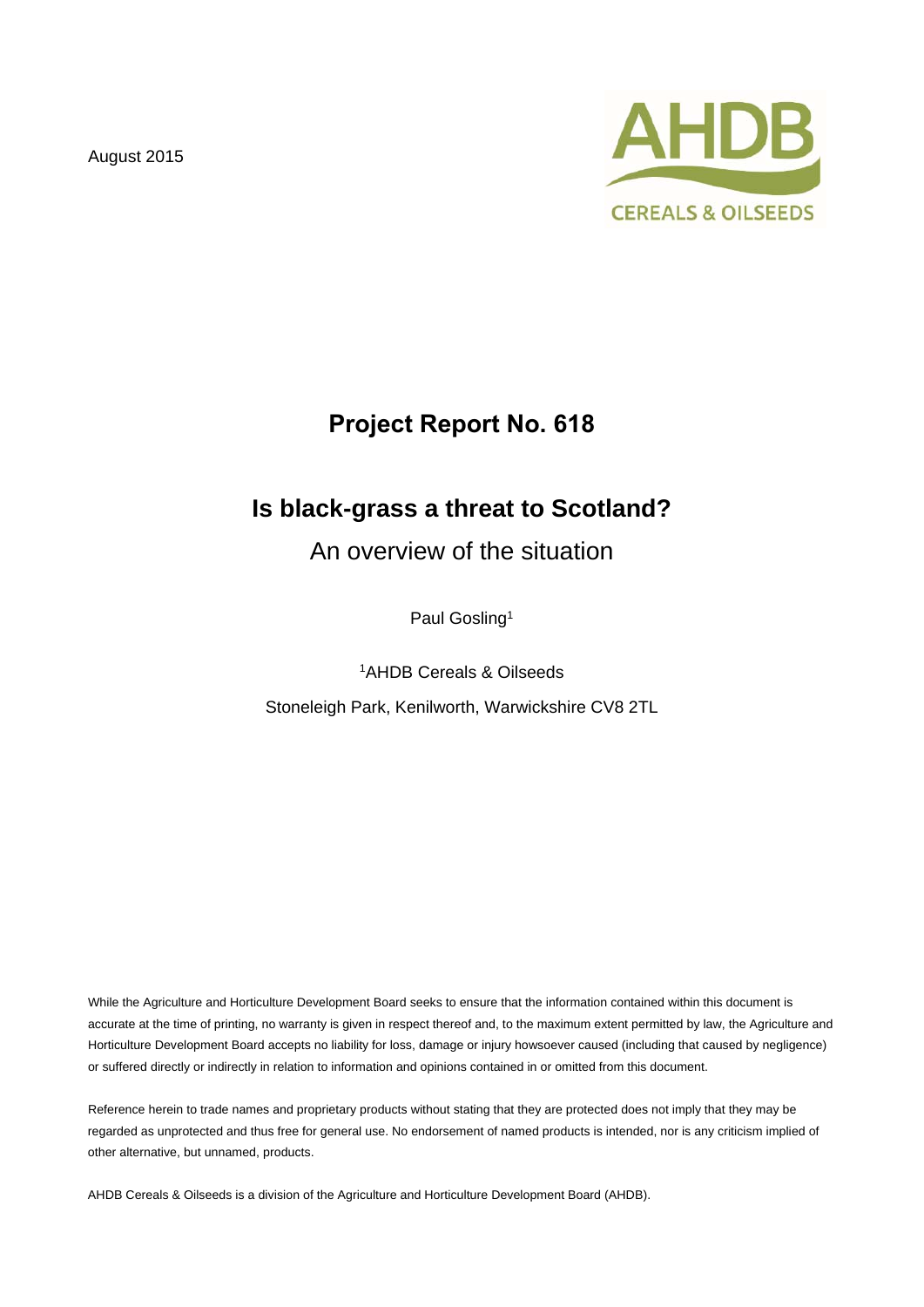August 2015

AHDB CEREALS & OILSEEDS

# Project Report No. 618

## Is black-grass a threat to Scotland?

An overview of the situation

Paul Gosling[1]

[1]AHDB Cereals & Oilseeds

Stoneleigh Park, Kenilworth, Warwickshire CV8 2TL

While the Agriculture and Horticulture Development Board seeks to ensure that the information contained within this document is accurate at the time of printing, no warranty is given in respect thereof and, to the maximum extent permitted by law, the Agriculture and Horticulture Development Board accepts no liability for loss, damage or injury howsoever caused (including that caused by negligence) or suffered directly or indirectly in relation to information and opinions contained in or omitted from this document.

Reference herein to trade names and proprietary products without stating that they are protected does not imply that they may be regarded as unprotected and thus free for general use. No endorsement of named products is intended, nor is any criticism implied of other alternative, but unnamed, products.

AHDB Cereals & Oilseeds is a division of the Agriculture and Horticulture Development Board (AHDB).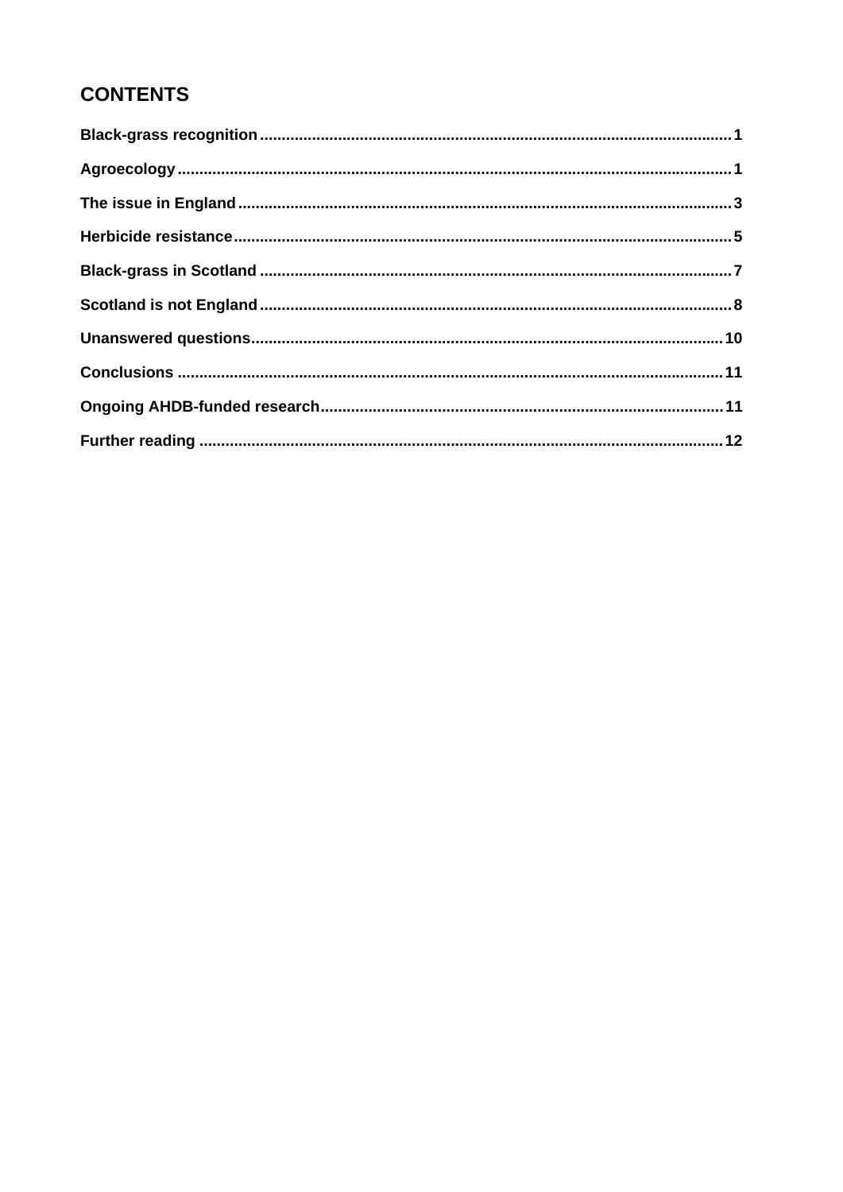## CONTENTS

Black-grass recognition ........ 1

Agroecology ........ 1

The issue in England ........ 3

Herbicide resistance ........ 5

Black-grass in Scotland ........ 7

Scotland is not England ........ 8

Unanswered questions ........ 10

Conclusions ........ 11

Ongoing AHDB-funded research ........ 11

Further reading ........ 12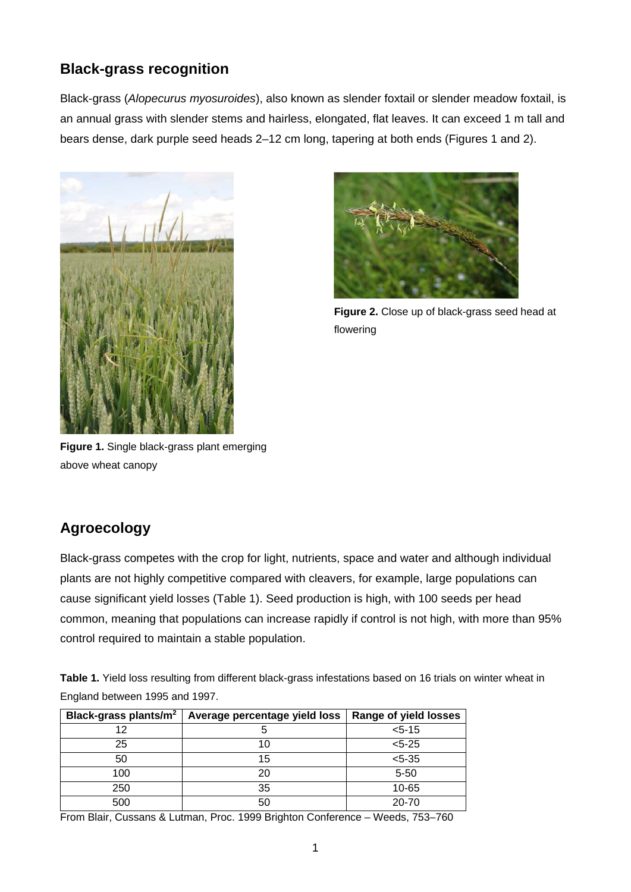## Black-grass recognition

Black-grass (*Alopecurus myosuroides*), also known as slender foxtail or slender meadow foxtail, is an annual grass with slender stems and hairless, elongated, flat leaves. It can exceed 1 m tall and bears dense, dark purple seed heads 2–12 cm long, tapering at both ends (Figures 1 and 2).

**Figure 1.** Single black-grass plant emerging above wheat canopy

**Figure 2.** Close up of black-grass seed head at flowering

## Agroecology

Black-grass competes with the crop for light, nutrients, space and water and although individual plants are not highly competitive compared with cleavers, for example, large populations can cause significant yield losses (Table 1). Seed production is high, with 100 seeds per head common, meaning that populations can increase rapidly if control is not high, with more than 95% control required to maintain a stable population.

**Table 1.** Yield loss resulting from different black-grass infestations based on 16 trials on winter wheat in England between 1995 and 1997.

| Black-grass plants/m$^2$ | Average percentage yield loss | Range of yield losses |
|---|---|---|
| 12 | 5 | <5-15 |
| 25 | 10 | <5-25 |
| 50 | 15 | <5-35 |
| 100 | 20 | 5-50 |
| 250 | 35 | 10-65 |
| 500 | 50 | 20-70 |

From Blair, Cussans & Lutman, Proc. 1999 Brighton Conference – Weeds, 753–760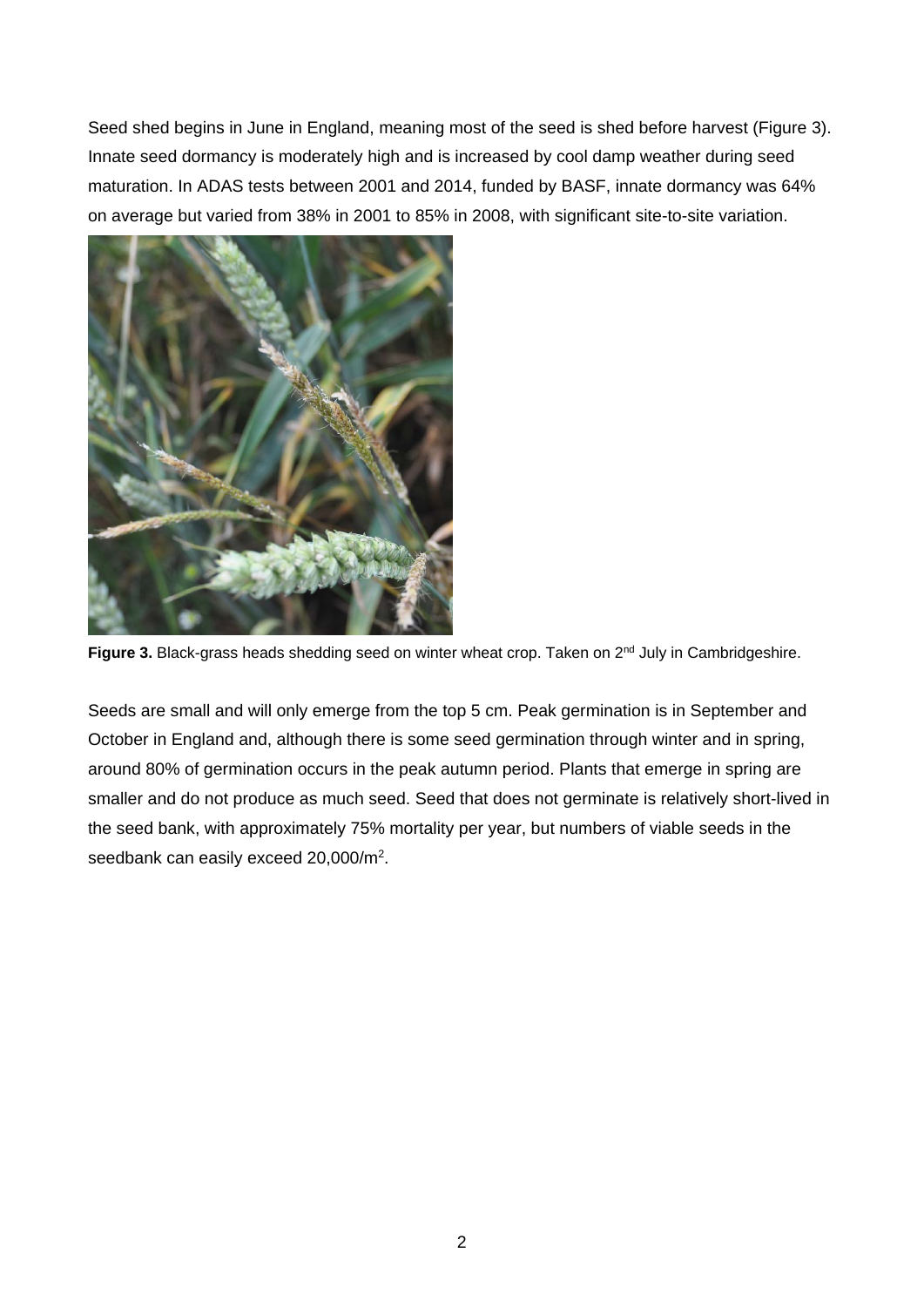Seed shed begins in June in England, meaning most of the seed is shed before harvest (Figure 3). Innate seed dormancy is moderately high and is increased by cool damp weather during seed maturation. In ADAS tests between 2001 and 2014, funded by BASF, innate dormancy was 64% on average but varied from 38% in 2001 to 85% in 2008, with significant site-to-site variation.

**Figure 3.** Black-grass heads shedding seed on winter wheat crop. Taken on 2nd July in Cambridgeshire.

Seeds are small and will only emerge from the top 5 cm. Peak germination is in September and October in England and, although there is some seed germination through winter and in spring, around 80% of germination occurs in the peak autumn period. Plants that emerge in spring are smaller and do not produce as much seed. Seed that does not germinate is relatively short-lived in the seed bank, with approximately 75% mortality per year, but numbers of viable seeds in the seedbank can easily exceed 20,000/m$^2$.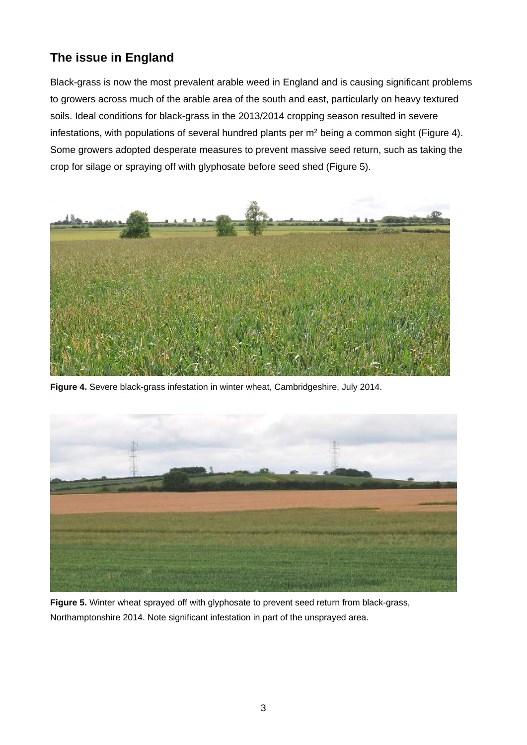## The issue in England

Black-grass is now the most prevalent arable weed in England and is causing significant problems to growers across much of the arable area of the south and east, particularly on heavy textured soils. Ideal conditions for black-grass in the 2013/2014 cropping season resulted in severe infestations, with populations of several hundred plants per $m^2$ being a common sight (Figure 4). Some growers adopted desperate measures to prevent massive seed return, such as taking the crop for silage or spraying off with glyphosate before seed shed (Figure 5).

**Figure 4.** Severe black-grass infestation in winter wheat, Cambridgeshire, July 2014.

**Figure 5.** Winter wheat sprayed off with glyphosate to prevent seed return from black-grass, Northamptonshire 2014. Note significant infestation in part of the unsprayed area.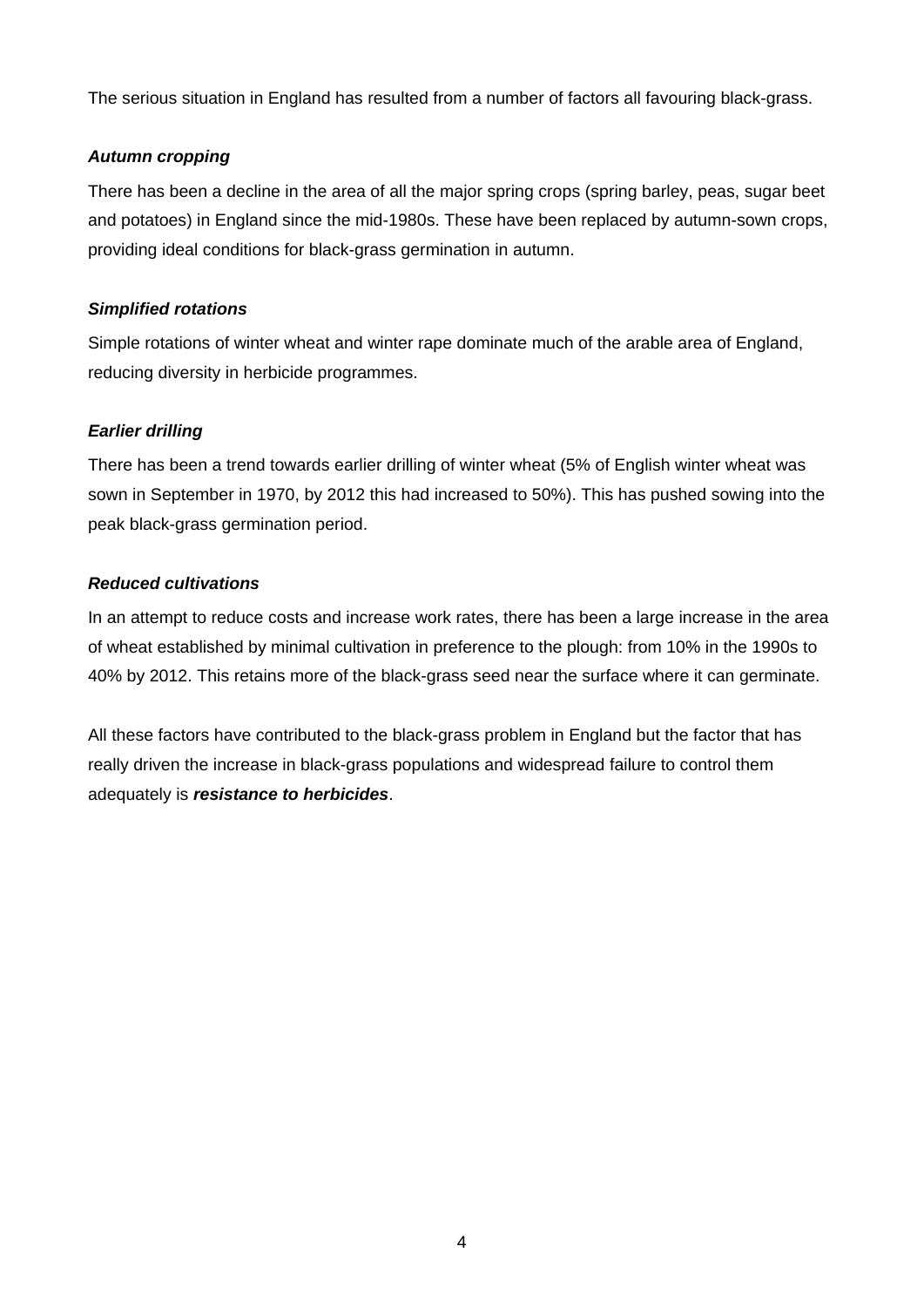The serious situation in England has resulted from a number of factors all favouring black-grass.

***Autumn cropping***

There has been a decline in the area of all the major spring crops (spring barley, peas, sugar beet and potatoes) in England since the mid-1980s. These have been replaced by autumn-sown crops, providing ideal conditions for black-grass germination in autumn.

***Simplified rotations***

Simple rotations of winter wheat and winter rape dominate much of the arable area of England, reducing diversity in herbicide programmes.

***Earlier drilling***

There has been a trend towards earlier drilling of winter wheat (5% of English winter wheat was sown in September in 1970, by 2012 this had increased to 50%). This has pushed sowing into the peak black-grass germination period.

***Reduced cultivations***

In an attempt to reduce costs and increase work rates, there has been a large increase in the area of wheat established by minimal cultivation in preference to the plough: from 10% in the 1990s to 40% by 2012. This retains more of the black-grass seed near the surface where it can germinate.

All these factors have contributed to the black-grass problem in England but the factor that has really driven the increase in black-grass populations and widespread failure to control them adequately is ***resistance to herbicides***.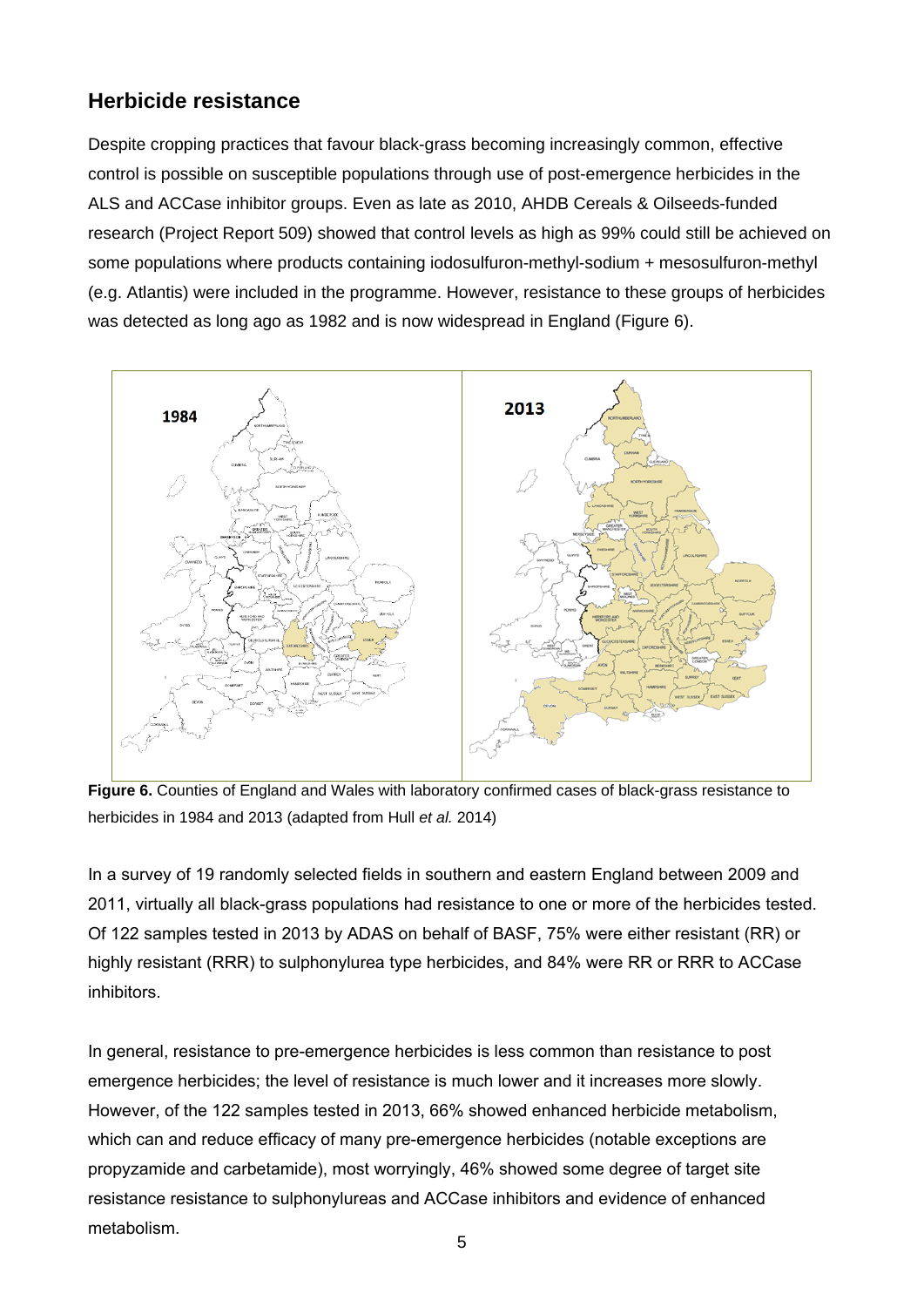## Herbicide resistance

Despite cropping practices that favour black-grass becoming increasingly common, effective control is possible on susceptible populations through use of post-emergence herbicides in the ALS and ACCase inhibitor groups. Even as late as 2010, AHDB Cereals & Oilseeds-funded research (Project Report 509) showed that control levels as high as 99% could still be achieved on some populations where products containing iodosulfuron-methyl-sodium + mesosulfuron-methyl (e.g. Atlantis) were included in the programme. However, resistance to these groups of herbicides was detected as long ago as 1982 and is now widespread in England (Figure 6).

**Figure 6.** Counties of England and Wales with laboratory confirmed cases of black-grass resistance to herbicides in 1984 and 2013 (adapted from Hull *et al.* 2014)

In a survey of 19 randomly selected fields in southern and eastern England between 2009 and 2011, virtually all black-grass populations had resistance to one or more of the herbicides tested. Of 122 samples tested in 2013 by ADAS on behalf of BASF, 75% were either resistant (RR) or highly resistant (RRR) to sulphonylurea type herbicides, and 84% were RR or RRR to ACCase inhibitors.

In general, resistance to pre-emergence herbicides is less common than resistance to post emergence herbicides; the level of resistance is much lower and it increases more slowly. However, of the 122 samples tested in 2013, 66% showed enhanced herbicide metabolism, which can and reduce efficacy of many pre-emergence herbicides (notable exceptions are propyzamide and carbetamide), most worryingly, 46% showed some degree of target site resistance resistance to sulphonylureas and ACCase inhibitors and evidence of enhanced metabolism.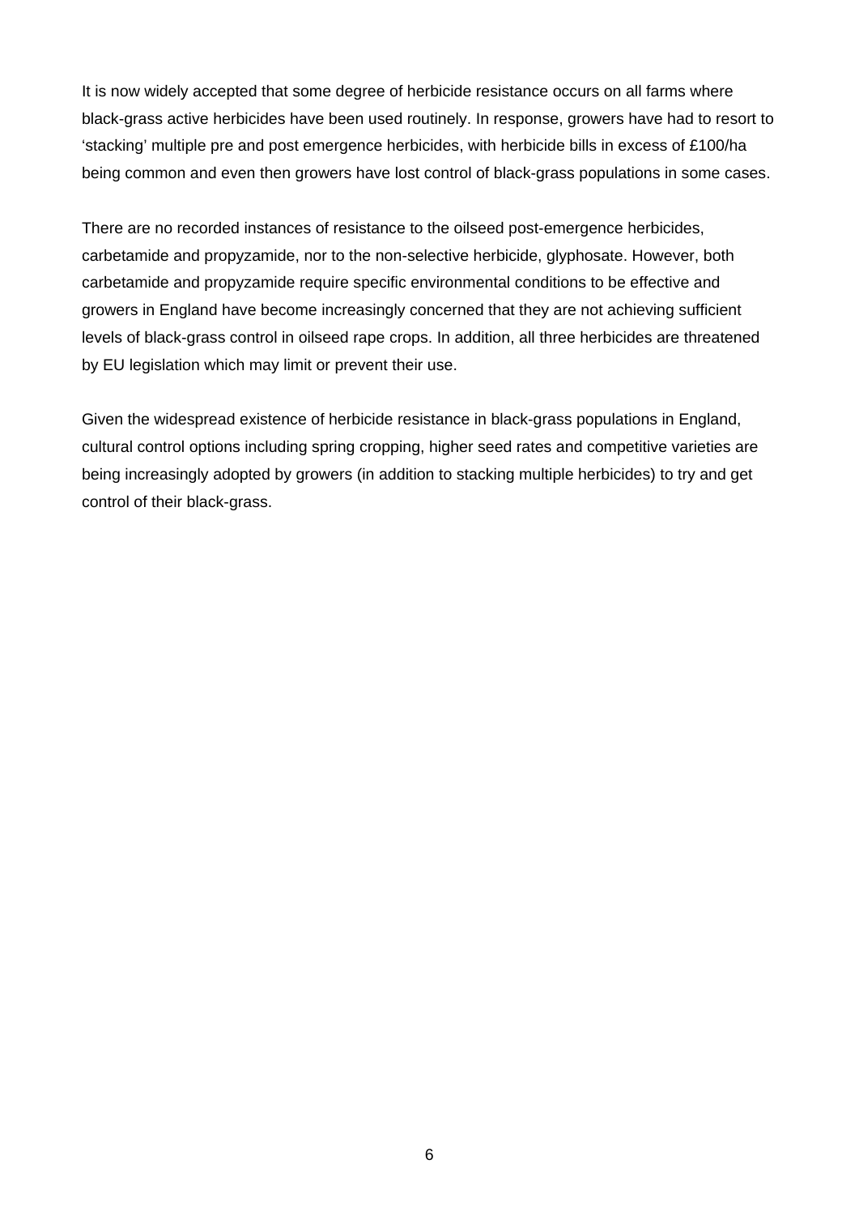It is now widely accepted that some degree of herbicide resistance occurs on all farms where black-grass active herbicides have been used routinely. In response, growers have had to resort to 'stacking' multiple pre and post emergence herbicides, with herbicide bills in excess of £100/ha being common and even then growers have lost control of black-grass populations in some cases.

There are no recorded instances of resistance to the oilseed post-emergence herbicides, carbetamide and propyzamide, nor to the non-selective herbicide, glyphosate. However, both carbetamide and propyzamide require specific environmental conditions to be effective and growers in England have become increasingly concerned that they are not achieving sufficient levels of black-grass control in oilseed rape crops. In addition, all three herbicides are threatened by EU legislation which may limit or prevent their use.

Given the widespread existence of herbicide resistance in black-grass populations in England, cultural control options including spring cropping, higher seed rates and competitive varieties are being increasingly adopted by growers (in addition to stacking multiple herbicides) to try and get control of their black-grass.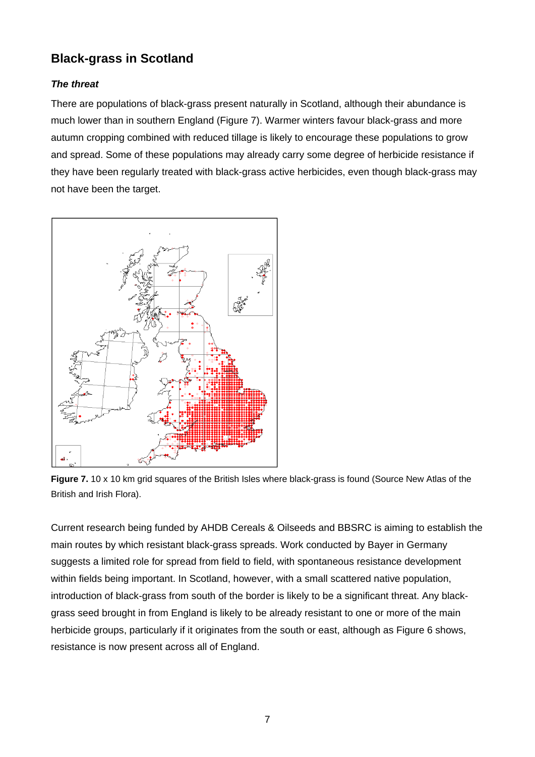## Black-grass in Scotland

### *The threat*

There are populations of black-grass present naturally in Scotland, although their abundance is much lower than in southern England (Figure 7). Warmer winters favour black-grass and more autumn cropping combined with reduced tillage is likely to encourage these populations to grow and spread. Some of these populations may already carry some degree of herbicide resistance if they have been regularly treated with black-grass active herbicides, even though black-grass may not have been the target.

**Figure 7.** 10 x 10 km grid squares of the British Isles where black-grass is found (Source New Atlas of the British and Irish Flora).

Current research being funded by AHDB Cereals & Oilseeds and BBSRC is aiming to establish the main routes by which resistant black-grass spreads. Work conducted by Bayer in Germany suggests a limited role for spread from field to field, with spontaneous resistance development within fields being important. In Scotland, however, with a small scattered native population, introduction of black-grass from south of the border is likely to be a significant threat. Any black-grass seed brought in from England is likely to be already resistant to one or more of the main herbicide groups, particularly if it originates from the south or east, although as Figure 6 shows, resistance is now present across all of England.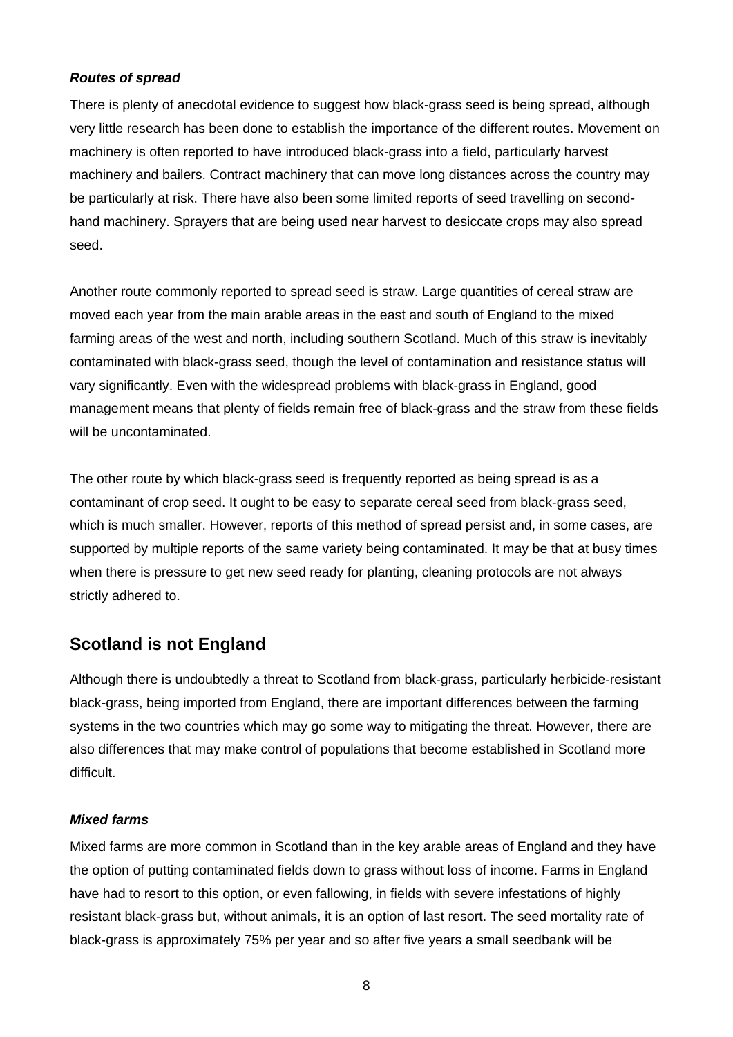***Routes of spread***

There is plenty of anecdotal evidence to suggest how black-grass seed is being spread, although very little research has been done to establish the importance of the different routes. Movement on machinery is often reported to have introduced black-grass into a field, particularly harvest machinery and bailers. Contract machinery that can move long distances across the country may be particularly at risk. There have also been some limited reports of seed travelling on second-hand machinery. Sprayers that are being used near harvest to desiccate crops may also spread seed.

Another route commonly reported to spread seed is straw. Large quantities of cereal straw are moved each year from the main arable areas in the east and south of England to the mixed farming areas of the west and north, including southern Scotland. Much of this straw is inevitably contaminated with black-grass seed, though the level of contamination and resistance status will vary significantly. Even with the widespread problems with black-grass in England, good management means that plenty of fields remain free of black-grass and the straw from these fields will be uncontaminated.

The other route by which black-grass seed is frequently reported as being spread is as a contaminant of crop seed. It ought to be easy to separate cereal seed from black-grass seed, which is much smaller. However, reports of this method of spread persist and, in some cases, are supported by multiple reports of the same variety being contaminated. It may be that at busy times when there is pressure to get new seed ready for planting, cleaning protocols are not always strictly adhered to.

## Scotland is not England

Although there is undoubtedly a threat to Scotland from black-grass, particularly herbicide-resistant black-grass, being imported from England, there are important differences between the farming systems in the two countries which may go some way to mitigating the threat. However, there are also differences that may make control of populations that become established in Scotland more difficult.

***Mixed farms***

Mixed farms are more common in Scotland than in the key arable areas of England and they have the option of putting contaminated fields down to grass without loss of income. Farms in England have had to resort to this option, or even fallowing, in fields with severe infestations of highly resistant black-grass but, without animals, it is an option of last resort. The seed mortality rate of black-grass is approximately 75% per year and so after five years a small seedbank will be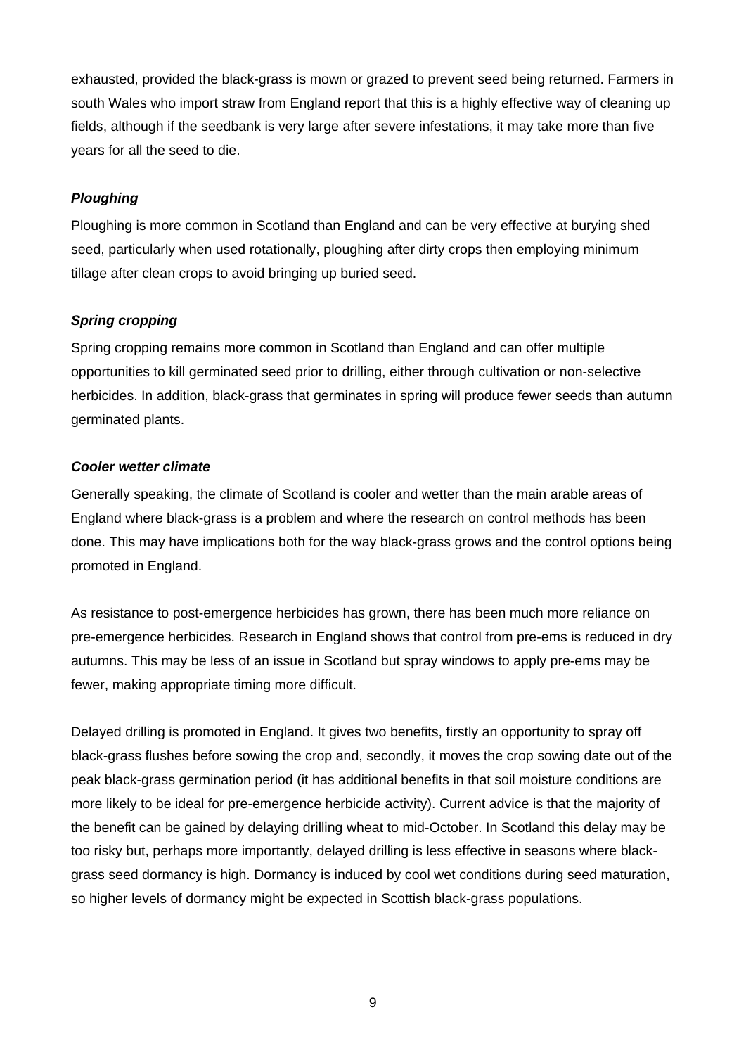exhausted, provided the black-grass is mown or grazed to prevent seed being returned. Farmers in south Wales who import straw from England report that this is a highly effective way of cleaning up fields, although if the seedbank is very large after severe infestations, it may take more than five years for all the seed to die.

***Ploughing***

Ploughing is more common in Scotland than England and can be very effective at burying shed seed, particularly when used rotationally, ploughing after dirty crops then employing minimum tillage after clean crops to avoid bringing up buried seed.

***Spring cropping***

Spring cropping remains more common in Scotland than England and can offer multiple opportunities to kill germinated seed prior to drilling, either through cultivation or non-selective herbicides. In addition, black-grass that germinates in spring will produce fewer seeds than autumn germinated plants.

***Cooler wetter climate***

Generally speaking, the climate of Scotland is cooler and wetter than the main arable areas of England where black-grass is a problem and where the research on control methods has been done. This may have implications both for the way black-grass grows and the control options being promoted in England.

As resistance to post-emergence herbicides has grown, there has been much more reliance on pre-emergence herbicides. Research in England shows that control from pre-ems is reduced in dry autumns. This may be less of an issue in Scotland but spray windows to apply pre-ems may be fewer, making appropriate timing more difficult.

Delayed drilling is promoted in England. It gives two benefits, firstly an opportunity to spray off black-grass flushes before sowing the crop and, secondly, it moves the crop sowing date out of the peak black-grass germination period (it has additional benefits in that soil moisture conditions are more likely to be ideal for pre-emergence herbicide activity). Current advice is that the majority of the benefit can be gained by delaying drilling wheat to mid-October. In Scotland this delay may be too risky but, perhaps more importantly, delayed drilling is less effective in seasons where black-grass seed dormancy is high. Dormancy is induced by cool wet conditions during seed maturation, so higher levels of dormancy might be expected in Scottish black-grass populations.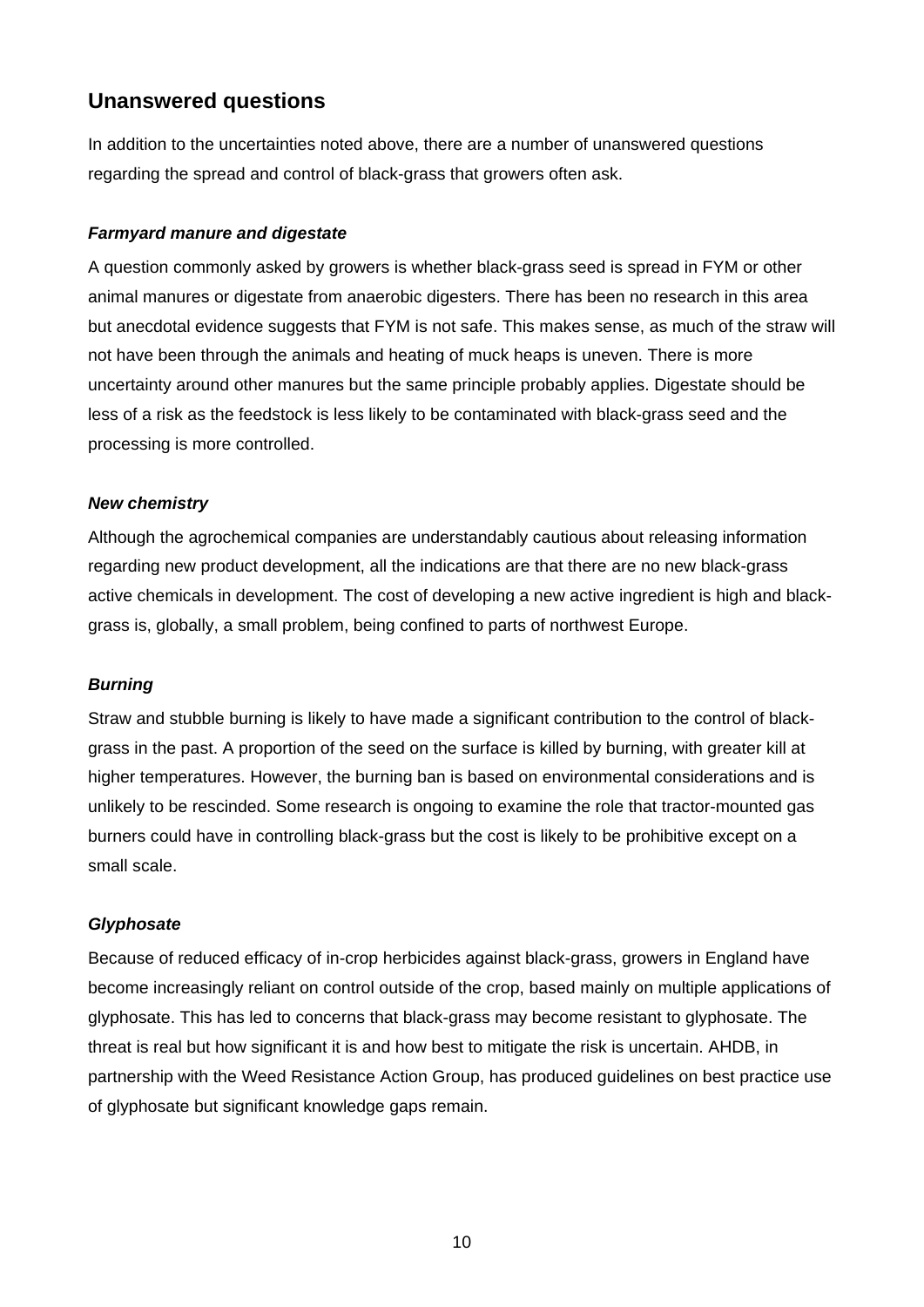## Unanswered questions

In addition to the uncertainties noted above, there are a number of unanswered questions regarding the spread and control of black-grass that growers often ask.

### *Farmyard manure and digestate*

A question commonly asked by growers is whether black-grass seed is spread in FYM or other animal manures or digestate from anaerobic digesters. There has been no research in this area but anecdotal evidence suggests that FYM is not safe. This makes sense, as much of the straw will not have been through the animals and heating of muck heaps is uneven. There is more uncertainty around other manures but the same principle probably applies. Digestate should be less of a risk as the feedstock is less likely to be contaminated with black-grass seed and the processing is more controlled.

### *New chemistry*

Although the agrochemical companies are understandably cautious about releasing information regarding new product development, all the indications are that there are no new black-grass active chemicals in development. The cost of developing a new active ingredient is high and black-grass is, globally, a small problem, being confined to parts of northwest Europe.

### *Burning*

Straw and stubble burning is likely to have made a significant contribution to the control of black-grass in the past. A proportion of the seed on the surface is killed by burning, with greater kill at higher temperatures. However, the burning ban is based on environmental considerations and is unlikely to be rescinded. Some research is ongoing to examine the role that tractor-mounted gas burners could have in controlling black-grass but the cost is likely to be prohibitive except on a small scale.

### *Glyphosate*

Because of reduced efficacy of in-crop herbicides against black-grass, growers in England have become increasingly reliant on control outside of the crop, based mainly on multiple applications of glyphosate. This has led to concerns that black-grass may become resistant to glyphosate. The threat is real but how significant it is and how best to mitigate the risk is uncertain. AHDB, in partnership with the Weed Resistance Action Group, has produced guidelines on best practice use of glyphosate but significant knowledge gaps remain.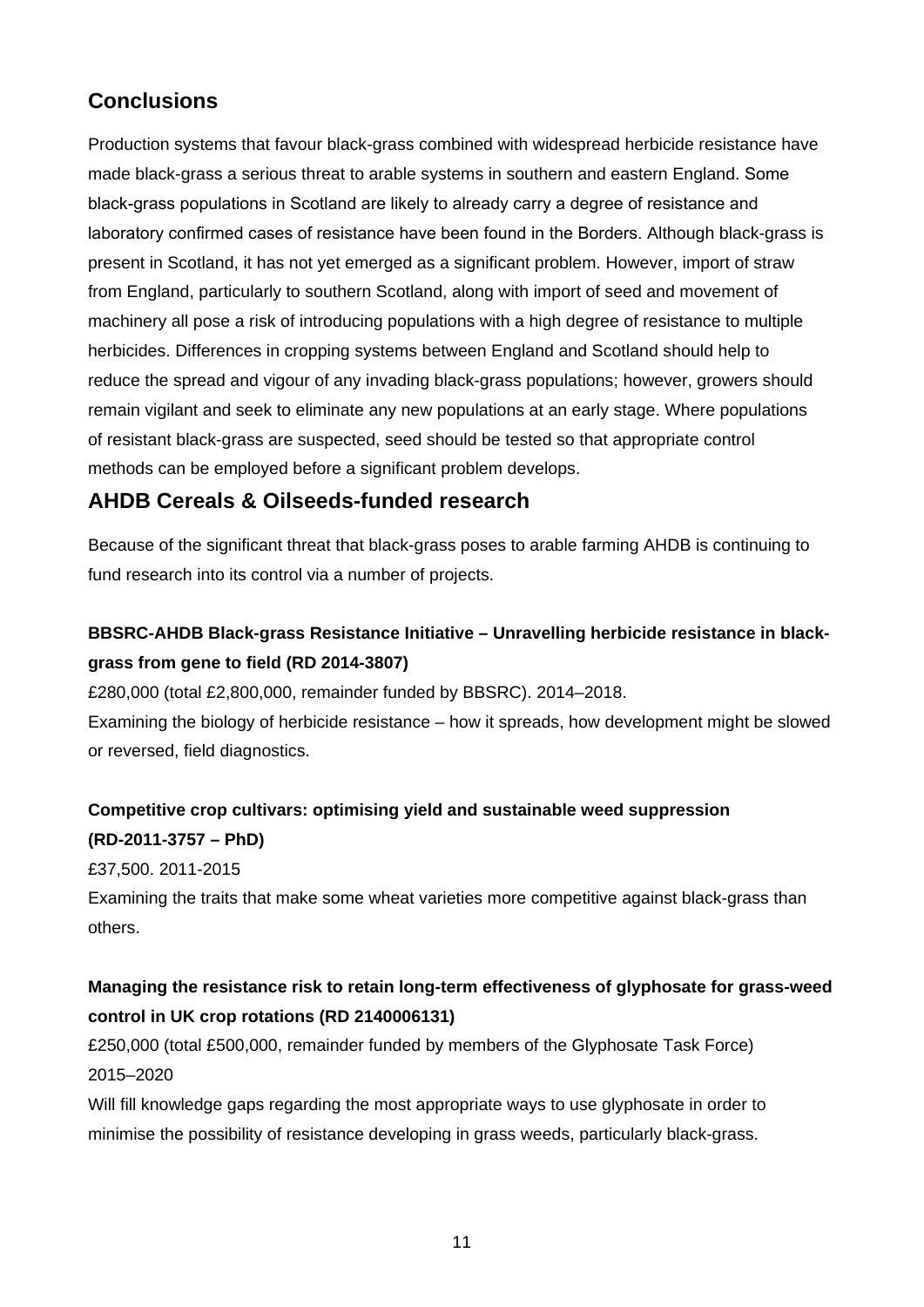## Conclusions

Production systems that favour black-grass combined with widespread herbicide resistance have made black-grass a serious threat to arable systems in southern and eastern England. Some black-grass populations in Scotland are likely to already carry a degree of resistance and laboratory confirmed cases of resistance have been found in the Borders. Although black-grass is present in Scotland, it has not yet emerged as a significant problem. However, import of straw from England, particularly to southern Scotland, along with import of seed and movement of machinery all pose a risk of introducing populations with a high degree of resistance to multiple herbicides. Differences in cropping systems between England and Scotland should help to reduce the spread and vigour of any invading black-grass populations; however, growers should remain vigilant and seek to eliminate any new populations at an early stage. Where populations of resistant black-grass are suspected, seed should be tested so that appropriate control methods can be employed before a significant problem develops.

## AHDB Cereals & Oilseeds-funded research

Because of the significant threat that black-grass poses to arable farming AHDB is continuing to fund research into its control via a number of projects.

**BBSRC-AHDB Black-grass Resistance Initiative – Unravelling herbicide resistance in black-grass from gene to field (RD 2014-3807)**

£280,000 (total £2,800,000, remainder funded by BBSRC). 2014–2018.

Examining the biology of herbicide resistance – how it spreads, how development might be slowed or reversed, field diagnostics.

**Competitive crop cultivars: optimising yield and sustainable weed suppression (RD-2011-3757 – PhD)**

£37,500. 2011-2015

Examining the traits that make some wheat varieties more competitive against black-grass than others.

**Managing the resistance risk to retain long-term effectiveness of glyphosate for grass-weed control in UK crop rotations (RD 2140006131)**

£250,000 (total £500,000, remainder funded by members of the Glyphosate Task Force) 2015–2020

Will fill knowledge gaps regarding the most appropriate ways to use glyphosate in order to minimise the possibility of resistance developing in grass weeds, particularly black-grass.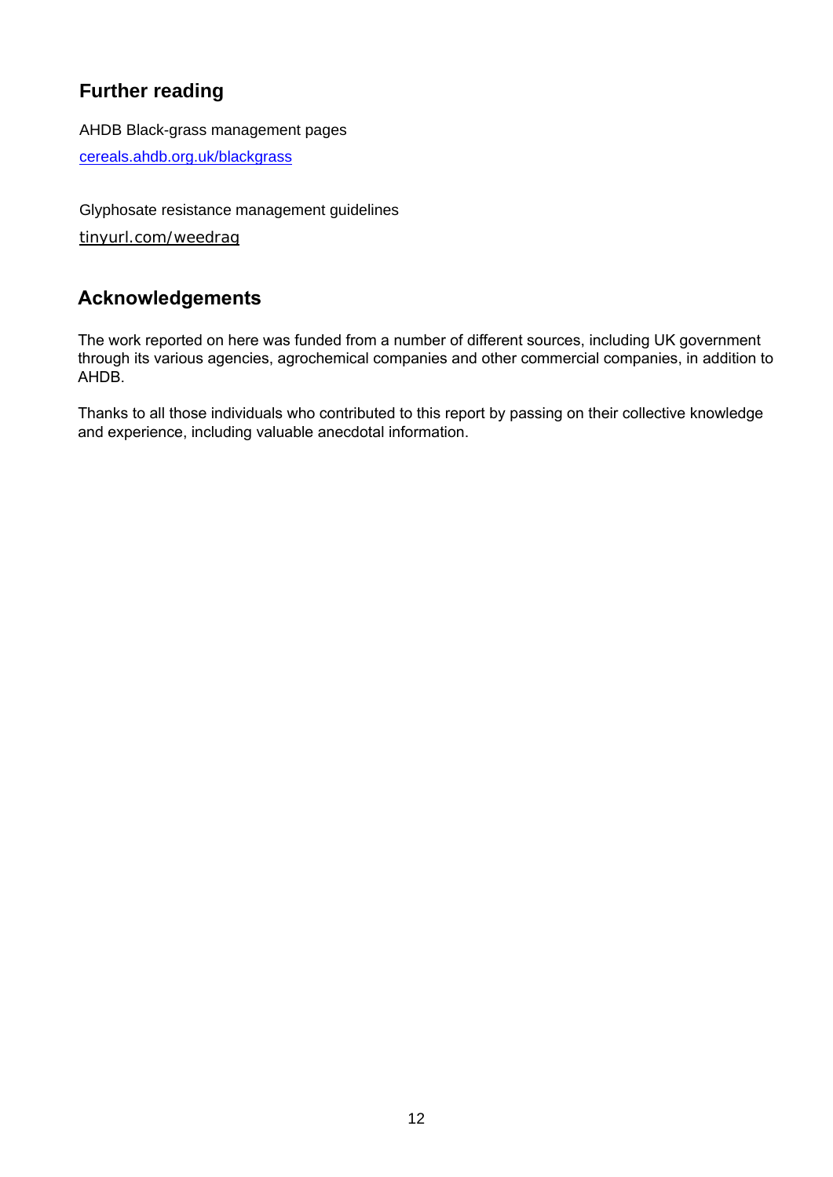## Further reading

AHDB Black-grass management pages

cereals.ahdb.org.uk/blackgrass

Glyphosate resistance management guidelines

tinyurl.com/weedrag

## Acknowledgements

The work reported on here was funded from a number of different sources, including UK government through its various agencies, agrochemical companies and other commercial companies, in addition to AHDB.

Thanks to all those individuals who contributed to this report by passing on their collective knowledge and experience, including valuable anecdotal information.